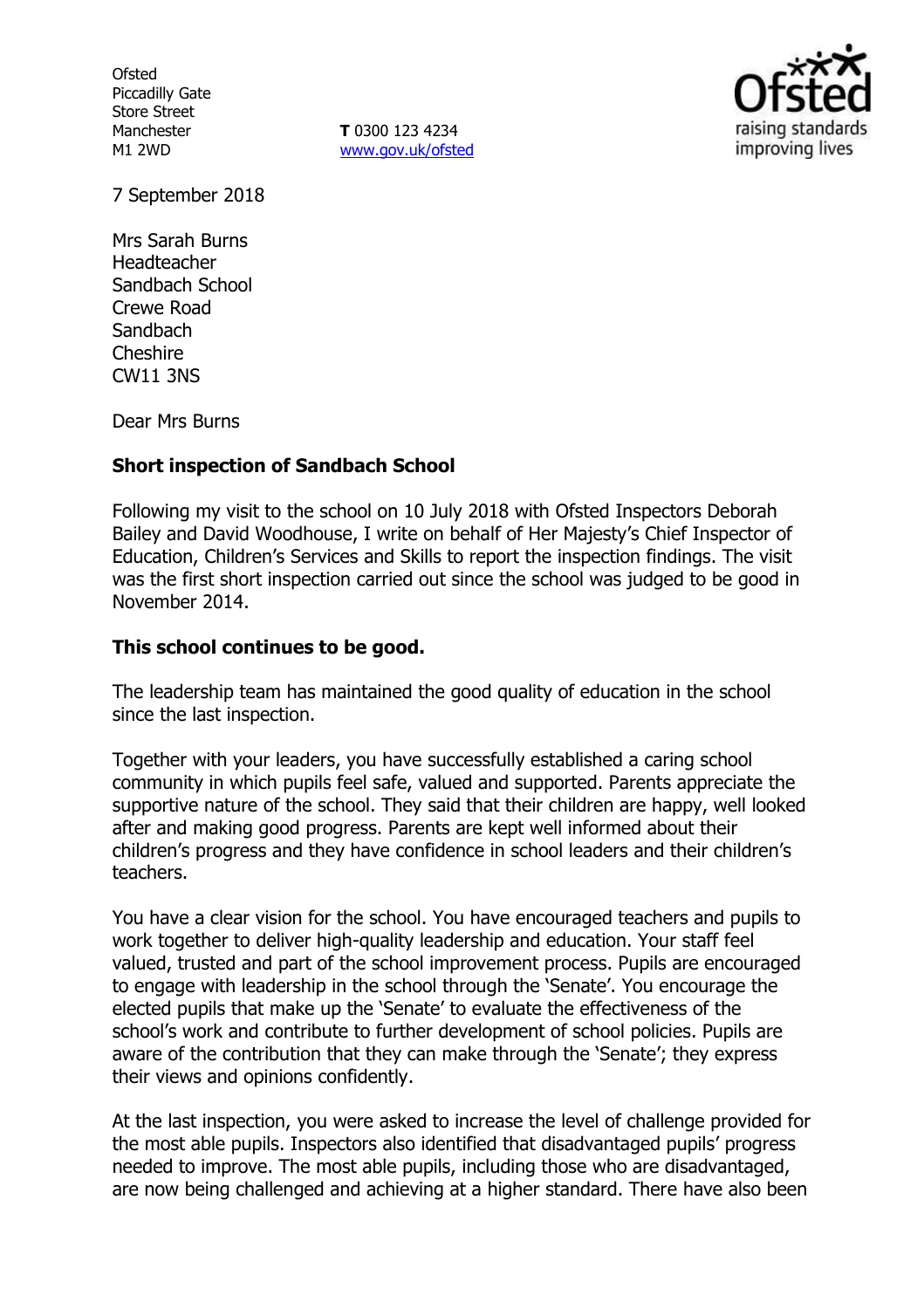Ofsted
Piccadilly Gate
Store Street
Manchester
M1 2WD

**T** 0300 123 4234
www.gov.uk/ofsted

7 September 2018

Mrs Sarah Burns
Headteacher
Sandbach School
Crewe Road
Sandbach
Cheshire
CW11 3NS

Dear Mrs Burns

**Short inspection of Sandbach School**

Following my visit to the school on 10 July 2018 with Ofsted Inspectors Deborah Bailey and David Woodhouse, I write on behalf of Her Majesty's Chief Inspector of Education, Children's Services and Skills to report the inspection findings. The visit was the first short inspection carried out since the school was judged to be good in November 2014.

**This school continues to be good.**

The leadership team has maintained the good quality of education in the school since the last inspection.

Together with your leaders, you have successfully established a caring school community in which pupils feel safe, valued and supported. Parents appreciate the supportive nature of the school. They said that their children are happy, well looked after and making good progress. Parents are kept well informed about their children's progress and they have confidence in school leaders and their children's teachers.

You have a clear vision for the school. You have encouraged teachers and pupils to work together to deliver high-quality leadership and education. Your staff feel valued, trusted and part of the school improvement process. Pupils are encouraged to engage with leadership in the school through the 'Senate'. You encourage the elected pupils that make up the 'Senate' to evaluate the effectiveness of the school's work and contribute to further development of school policies. Pupils are aware of the contribution that they can make through the 'Senate'; they express their views and opinions confidently.

At the last inspection, you were asked to increase the level of challenge provided for the most able pupils. Inspectors also identified that disadvantaged pupils' progress needed to improve. The most able pupils, including those who are disadvantaged, are now being challenged and achieving at a higher standard. There have also been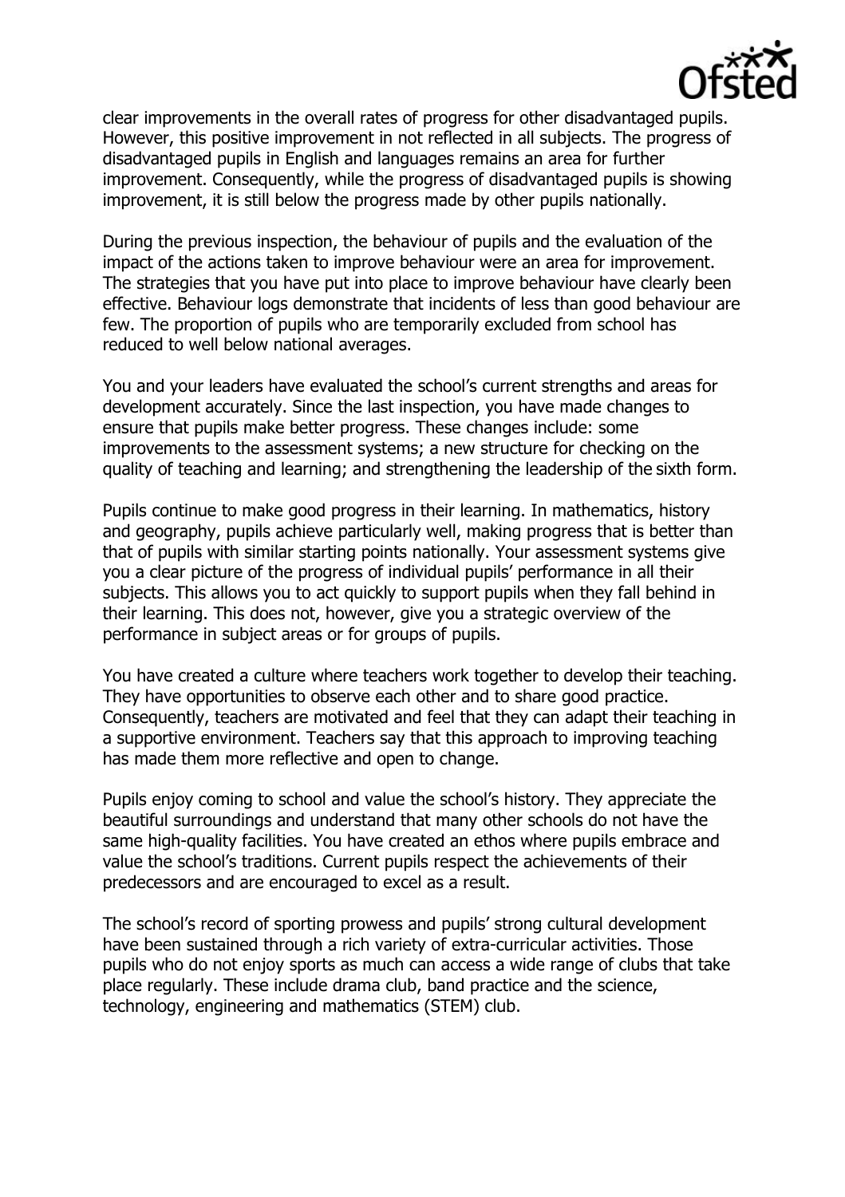clear improvements in the overall rates of progress for other disadvantaged pupils. However, this positive improvement in not reflected in all subjects. The progress of disadvantaged pupils in English and languages remains an area for further improvement. Consequently, while the progress of disadvantaged pupils is showing improvement, it is still below the progress made by other pupils nationally.

During the previous inspection, the behaviour of pupils and the evaluation of the impact of the actions taken to improve behaviour were an area for improvement. The strategies that you have put into place to improve behaviour have clearly been effective. Behaviour logs demonstrate that incidents of less than good behaviour are few. The proportion of pupils who are temporarily excluded from school has reduced to well below national averages.

You and your leaders have evaluated the school's current strengths and areas for development accurately. Since the last inspection, you have made changes to ensure that pupils make better progress. These changes include: some improvements to the assessment systems; a new structure for checking on the quality of teaching and learning; and strengthening the leadership of the sixth form.

Pupils continue to make good progress in their learning. In mathematics, history and geography, pupils achieve particularly well, making progress that is better than that of pupils with similar starting points nationally. Your assessment systems give you a clear picture of the progress of individual pupils' performance in all their subjects. This allows you to act quickly to support pupils when they fall behind in their learning. This does not, however, give you a strategic overview of the performance in subject areas or for groups of pupils.

You have created a culture where teachers work together to develop their teaching. They have opportunities to observe each other and to share good practice. Consequently, teachers are motivated and feel that they can adapt their teaching in a supportive environment. Teachers say that this approach to improving teaching has made them more reflective and open to change.

Pupils enjoy coming to school and value the school's history. They appreciate the beautiful surroundings and understand that many other schools do not have the same high-quality facilities. You have created an ethos where pupils embrace and value the school's traditions. Current pupils respect the achievements of their predecessors and are encouraged to excel as a result.

The school's record of sporting prowess and pupils' strong cultural development have been sustained through a rich variety of extra-curricular activities. Those pupils who do not enjoy sports as much can access a wide range of clubs that take place regularly. These include drama club, band practice and the science, technology, engineering and mathematics (STEM) club.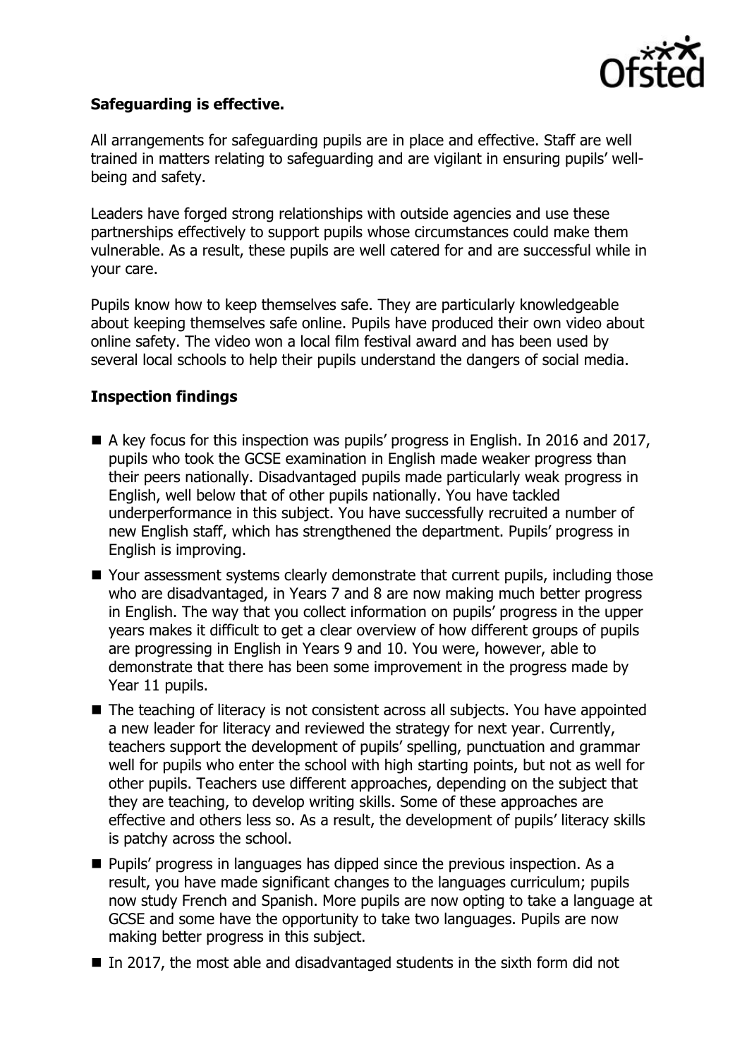**Safeguarding is effective.**

All arrangements for safeguarding pupils are in place and effective. Staff are well trained in matters relating to safeguarding and are vigilant in ensuring pupils' well-being and safety.

Leaders have forged strong relationships with outside agencies and use these partnerships effectively to support pupils whose circumstances could make them vulnerable. As a result, these pupils are well catered for and are successful while in your care.

Pupils know how to keep themselves safe. They are particularly knowledgeable about keeping themselves safe online. Pupils have produced their own video about online safety. The video won a local film festival award and has been used by several local schools to help their pupils understand the dangers of social media.

## Inspection findings

- A key focus for this inspection was pupils' progress in English. In 2016 and 2017, pupils who took the GCSE examination in English made weaker progress than their peers nationally. Disadvantaged pupils made particularly weak progress in English, well below that of other pupils nationally. You have tackled underperformance in this subject. You have successfully recruited a number of new English staff, which has strengthened the department. Pupils' progress in English is improving.
- Your assessment systems clearly demonstrate that current pupils, including those who are disadvantaged, in Years 7 and 8 are now making much better progress in English. The way that you collect information on pupils' progress in the upper years makes it difficult to get a clear overview of how different groups of pupils are progressing in English in Years 9 and 10. You were, however, able to demonstrate that there has been some improvement in the progress made by Year 11 pupils.
- The teaching of literacy is not consistent across all subjects. You have appointed a new leader for literacy and reviewed the strategy for next year. Currently, teachers support the development of pupils' spelling, punctuation and grammar well for pupils who enter the school with high starting points, but not as well for other pupils. Teachers use different approaches, depending on the subject that they are teaching, to develop writing skills. Some of these approaches are effective and others less so. As a result, the development of pupils' literacy skills is patchy across the school.
- Pupils' progress in languages has dipped since the previous inspection. As a result, you have made significant changes to the languages curriculum; pupils now study French and Spanish. More pupils are now opting to take a language at GCSE and some have the opportunity to take two languages. Pupils are now making better progress in this subject.
- In 2017, the most able and disadvantaged students in the sixth form did not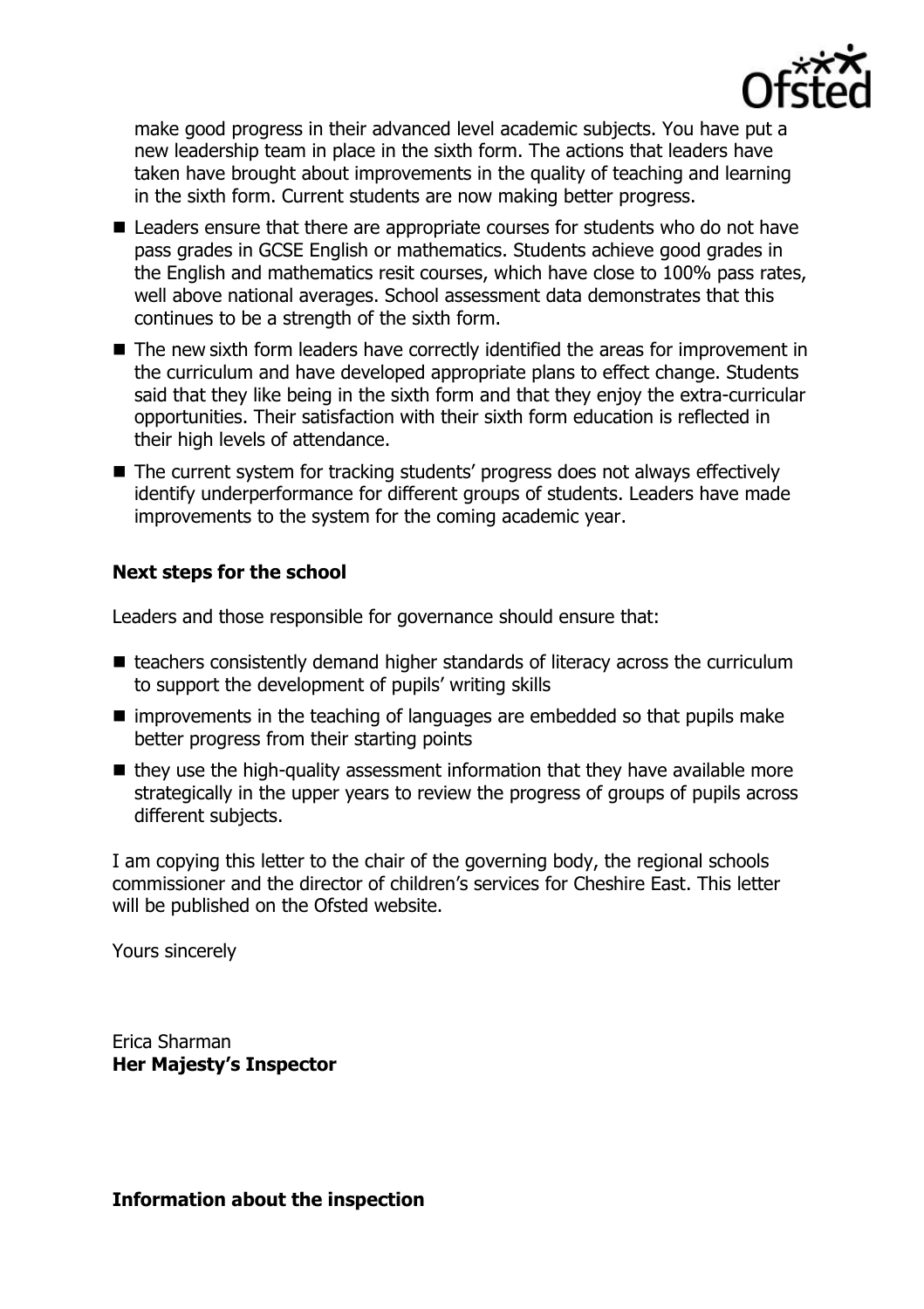make good progress in their advanced level academic subjects. You have put a new leadership team in place in the sixth form. The actions that leaders have taken have brought about improvements in the quality of teaching and learning in the sixth form. Current students are now making better progress.

- Leaders ensure that there are appropriate courses for students who do not have pass grades in GCSE English or mathematics. Students achieve good grades in the English and mathematics resit courses, which have close to 100% pass rates, well above national averages. School assessment data demonstrates that this continues to be a strength of the sixth form.
- The new sixth form leaders have correctly identified the areas for improvement in the curriculum and have developed appropriate plans to effect change. Students said that they like being in the sixth form and that they enjoy the extra-curricular opportunities. Their satisfaction with their sixth form education is reflected in their high levels of attendance.
- The current system for tracking students' progress does not always effectively identify underperformance for different groups of students. Leaders have made improvements to the system for the coming academic year.

## Next steps for the school

Leaders and those responsible for governance should ensure that:

- teachers consistently demand higher standards of literacy across the curriculum to support the development of pupils' writing skills
- improvements in the teaching of languages are embedded so that pupils make better progress from their starting points
- they use the high-quality assessment information that they have available more strategically in the upper years to review the progress of groups of pupils across different subjects.

I am copying this letter to the chair of the governing body, the regional schools commissioner and the director of children's services for Cheshire East. This letter will be published on the Ofsted website.

Yours sincerely

Erica Sharman
**Her Majesty's Inspector**

## Information about the inspection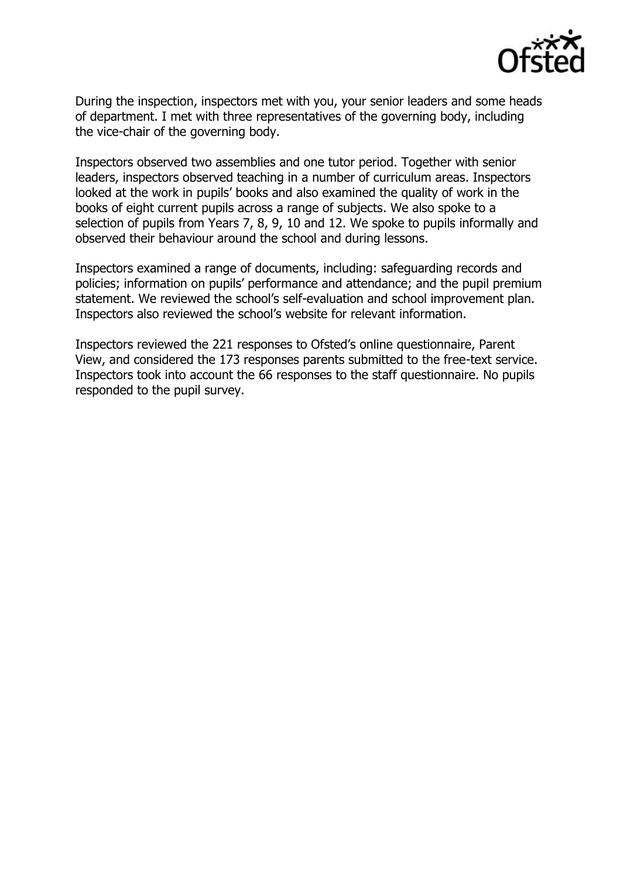During the inspection, inspectors met with you, your senior leaders and some heads of department. I met with three representatives of the governing body, including the vice-chair of the governing body.

Inspectors observed two assemblies and one tutor period. Together with senior leaders, inspectors observed teaching in a number of curriculum areas. Inspectors looked at the work in pupils' books and also examined the quality of work in the books of eight current pupils across a range of subjects. We also spoke to a selection of pupils from Years 7, 8, 9, 10 and 12. We spoke to pupils informally and observed their behaviour around the school and during lessons.

Inspectors examined a range of documents, including: safeguarding records and policies; information on pupils' performance and attendance; and the pupil premium statement. We reviewed the school's self-evaluation and school improvement plan. Inspectors also reviewed the school's website for relevant information.

Inspectors reviewed the 221 responses to Ofsted's online questionnaire, Parent View, and considered the 173 responses parents submitted to the free-text service. Inspectors took into account the 66 responses to the staff questionnaire. No pupils responded to the pupil survey.